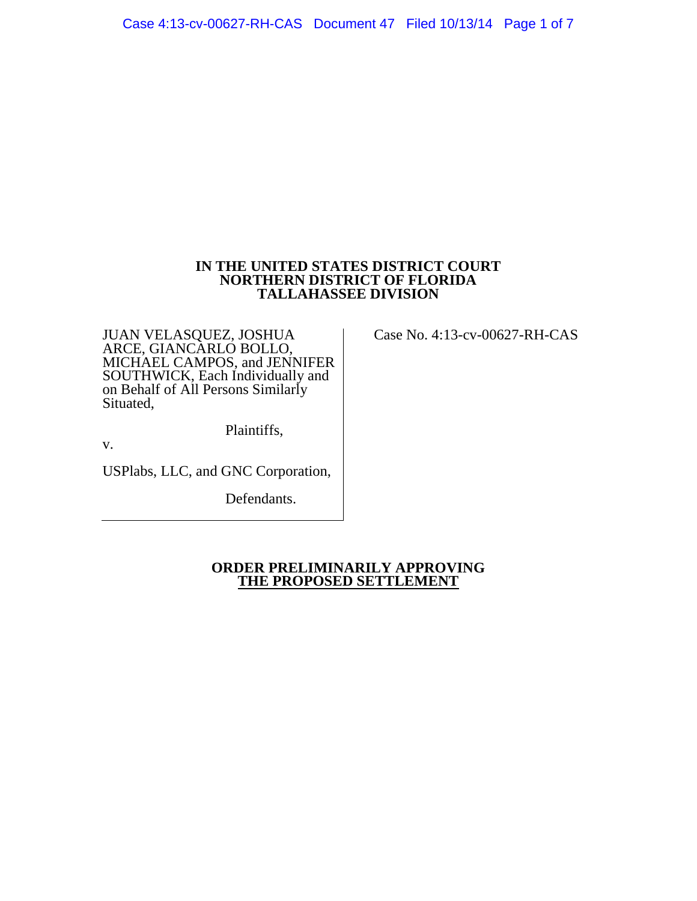**IN THE UNITED STATES DISTRICT COURT**
**NORTHERN DISTRICT OF FLORIDA**
**TALLAHASSEE DIVISION**

JUAN VELASQUEZ, JOSHUA ARCE, GIANCARLO BOLLO, MICHAEL CAMPOS, and JENNIFER SOUTHWICK, Each Individually and on Behalf of All Persons Similarly Situated,

Plaintiffs,

v.

USPlabs, LLC, and GNC Corporation,

Defendants.

Case No. 4:13-cv-00627-RH-CAS

**ORDER PRELIMINARILY APPROVING**
**THE PROPOSED SETTLEMENT**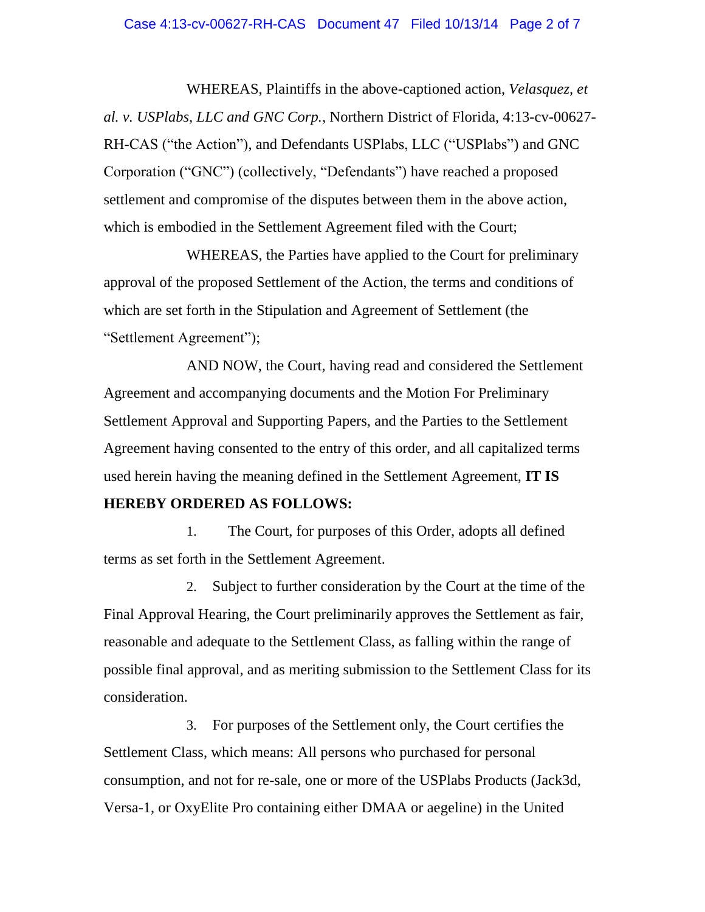WHEREAS, Plaintiffs in the above-captioned action, *Velasquez, et al. v. USPlabs, LLC and GNC Corp.*, Northern District of Florida, 4:13-cv-00627-RH-CAS ("the Action"), and Defendants USPlabs, LLC ("USPlabs") and GNC Corporation ("GNC") (collectively, "Defendants") have reached a proposed settlement and compromise of the disputes between them in the above action, which is embodied in the Settlement Agreement filed with the Court;

WHEREAS, the Parties have applied to the Court for preliminary approval of the proposed Settlement of the Action, the terms and conditions of which are set forth in the Stipulation and Agreement of Settlement (the "Settlement Agreement");

AND NOW, the Court, having read and considered the Settlement Agreement and accompanying documents and the Motion For Preliminary Settlement Approval and Supporting Papers, and the Parties to the Settlement Agreement having consented to the entry of this order, and all capitalized terms used herein having the meaning defined in the Settlement Agreement, **IT IS HEREBY ORDERED AS FOLLOWS:**

1. The Court, for purposes of this Order, adopts all defined terms as set forth in the Settlement Agreement.

2. Subject to further consideration by the Court at the time of the Final Approval Hearing, the Court preliminarily approves the Settlement as fair, reasonable and adequate to the Settlement Class, as falling within the range of possible final approval, and as meriting submission to the Settlement Class for its consideration.

3. For purposes of the Settlement only, the Court certifies the Settlement Class, which means: All persons who purchased for personal consumption, and not for re-sale, one or more of the USPlabs Products (Jack3d, Versa-1, or OxyElite Pro containing either DMAA or aegeline) in the United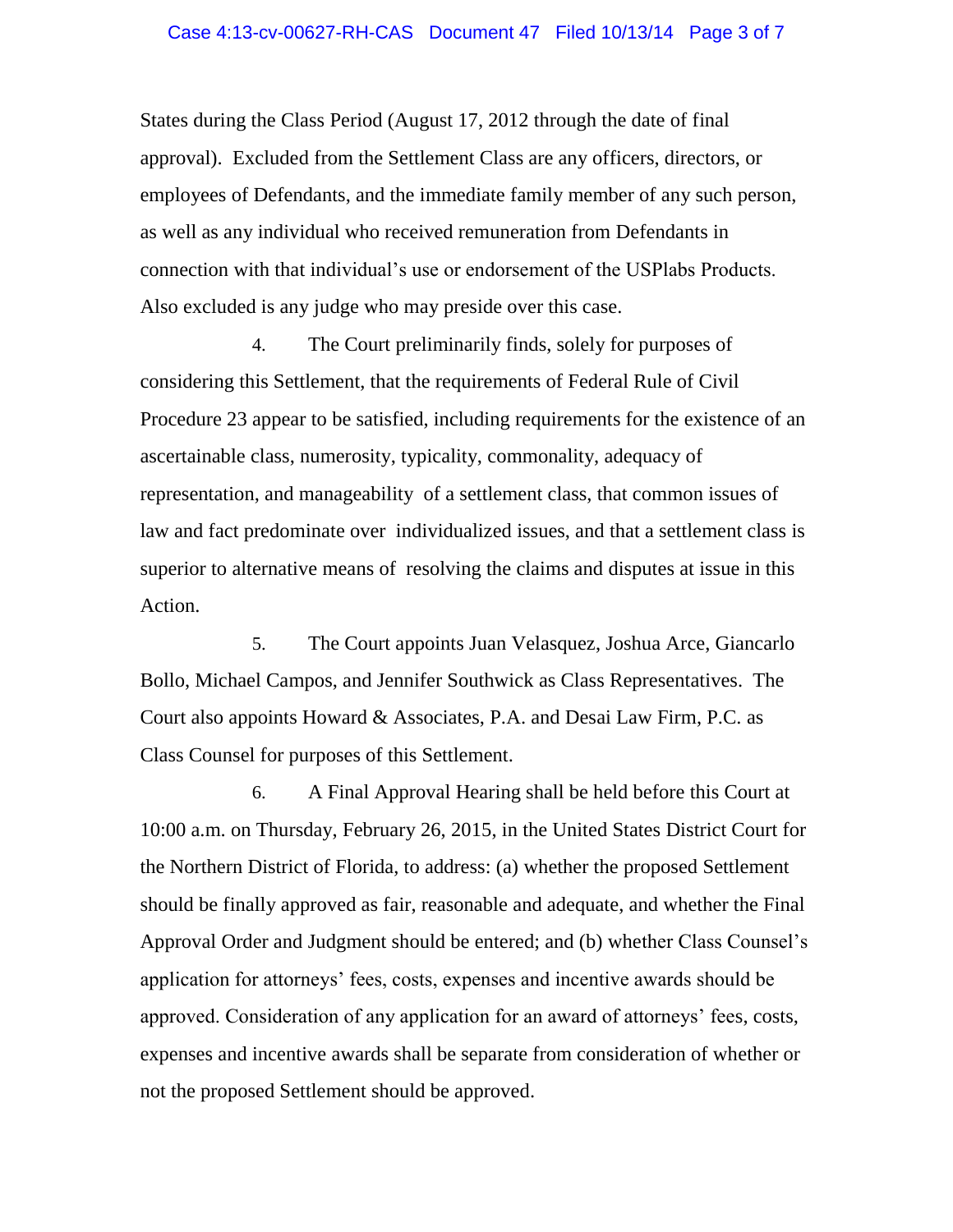States during the Class Period (August 17, 2012 through the date of final approval). Excluded from the Settlement Class are any officers, directors, or employees of Defendants, and the immediate family member of any such person, as well as any individual who received remuneration from Defendants in connection with that individual's use or endorsement of the USPlabs Products. Also excluded is any judge who may preside over this case.

4. The Court preliminarily finds, solely for purposes of considering this Settlement, that the requirements of Federal Rule of Civil Procedure 23 appear to be satisfied, including requirements for the existence of an ascertainable class, numerosity, typicality, commonality, adequacy of representation, and manageability of a settlement class, that common issues of law and fact predominate over individualized issues, and that a settlement class is superior to alternative means of resolving the claims and disputes at issue in this Action.

5. The Court appoints Juan Velasquez, Joshua Arce, Giancarlo Bollo, Michael Campos, and Jennifer Southwick as Class Representatives. The Court also appoints Howard & Associates, P.A. and Desai Law Firm, P.C. as Class Counsel for purposes of this Settlement.

6. A Final Approval Hearing shall be held before this Court at 10:00 a.m. on Thursday, February 26, 2015, in the United States District Court for the Northern District of Florida, to address: (a) whether the proposed Settlement should be finally approved as fair, reasonable and adequate, and whether the Final Approval Order and Judgment should be entered; and (b) whether Class Counsel's application for attorneys' fees, costs, expenses and incentive awards should be approved. Consideration of any application for an award of attorneys' fees, costs, expenses and incentive awards shall be separate from consideration of whether or not the proposed Settlement should be approved.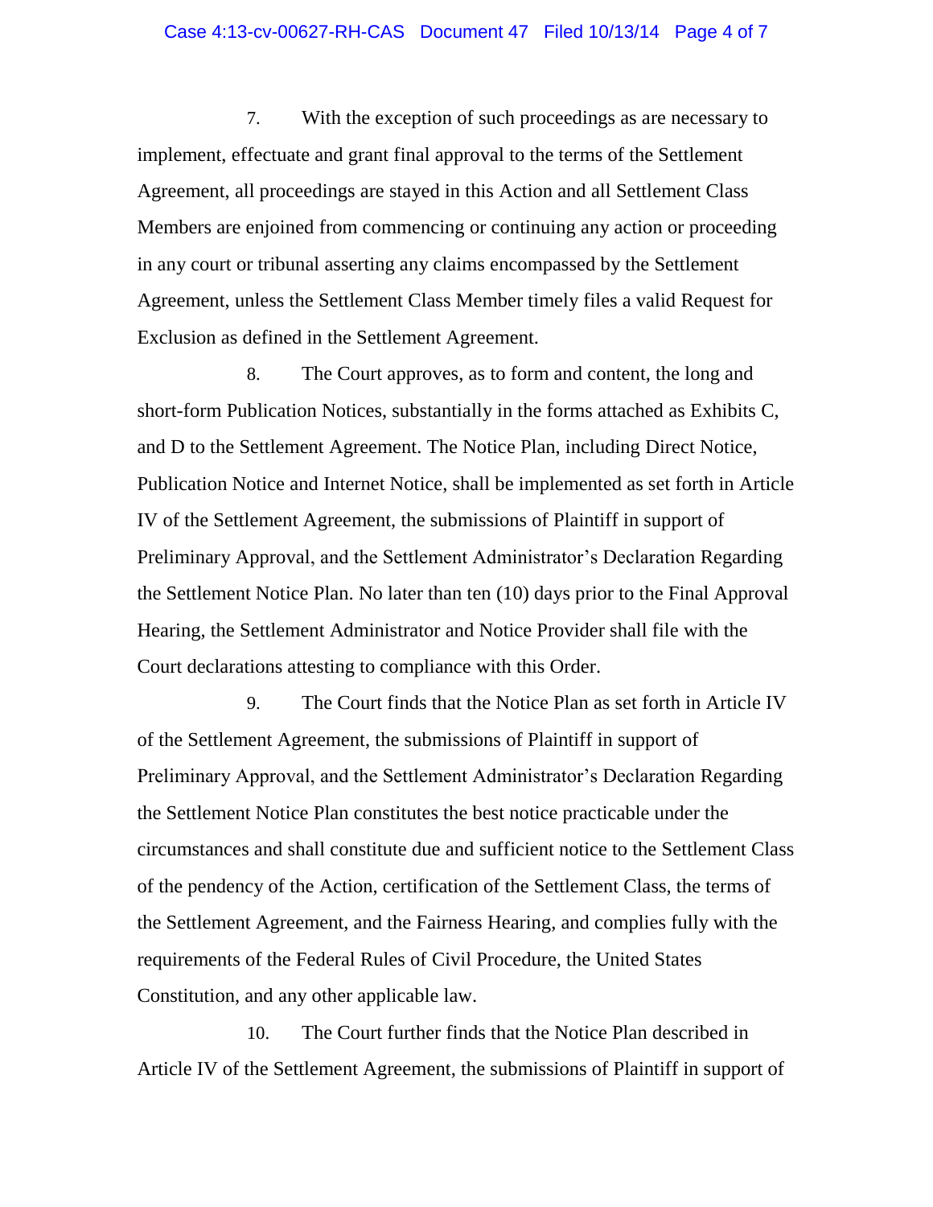7. With the exception of such proceedings as are necessary to implement, effectuate and grant final approval to the terms of the Settlement Agreement, all proceedings are stayed in this Action and all Settlement Class Members are enjoined from commencing or continuing any action or proceeding in any court or tribunal asserting any claims encompassed by the Settlement Agreement, unless the Settlement Class Member timely files a valid Request for Exclusion as defined in the Settlement Agreement.

8. The Court approves, as to form and content, the long and short-form Publication Notices, substantially in the forms attached as Exhibits C, and D to the Settlement Agreement. The Notice Plan, including Direct Notice, Publication Notice and Internet Notice, shall be implemented as set forth in Article IV of the Settlement Agreement, the submissions of Plaintiff in support of Preliminary Approval, and the Settlement Administrator's Declaration Regarding the Settlement Notice Plan. No later than ten (10) days prior to the Final Approval Hearing, the Settlement Administrator and Notice Provider shall file with the Court declarations attesting to compliance with this Order.

9. The Court finds that the Notice Plan as set forth in Article IV of the Settlement Agreement, the submissions of Plaintiff in support of Preliminary Approval, and the Settlement Administrator's Declaration Regarding the Settlement Notice Plan constitutes the best notice practicable under the circumstances and shall constitute due and sufficient notice to the Settlement Class of the pendency of the Action, certification of the Settlement Class, the terms of the Settlement Agreement, and the Fairness Hearing, and complies fully with the requirements of the Federal Rules of Civil Procedure, the United States Constitution, and any other applicable law.

10. The Court further finds that the Notice Plan described in Article IV of the Settlement Agreement, the submissions of Plaintiff in support of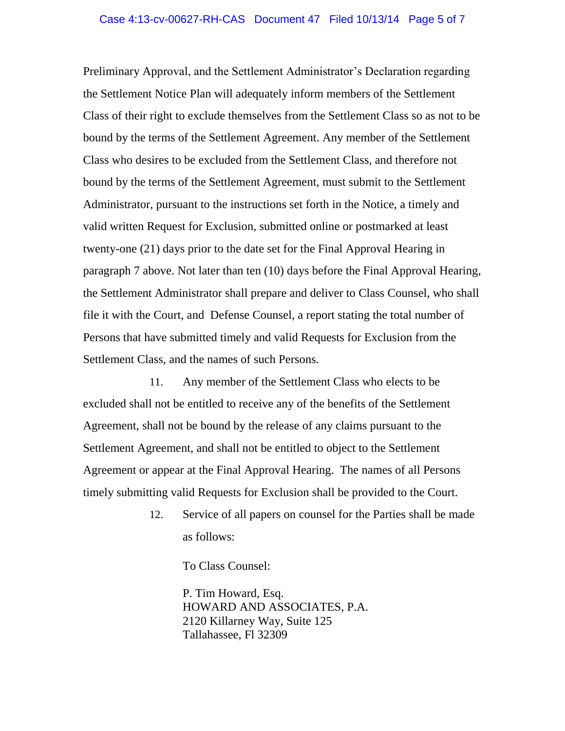Preliminary Approval, and the Settlement Administrator's Declaration regarding the Settlement Notice Plan will adequately inform members of the Settlement Class of their right to exclude themselves from the Settlement Class so as not to be bound by the terms of the Settlement Agreement. Any member of the Settlement Class who desires to be excluded from the Settlement Class, and therefore not bound by the terms of the Settlement Agreement, must submit to the Settlement Administrator, pursuant to the instructions set forth in the Notice, a timely and valid written Request for Exclusion, submitted online or postmarked at least twenty-one (21) days prior to the date set for the Final Approval Hearing in paragraph 7 above. Not later than ten (10) days before the Final Approval Hearing, the Settlement Administrator shall prepare and deliver to Class Counsel, who shall file it with the Court, and Defense Counsel, a report stating the total number of Persons that have submitted timely and valid Requests for Exclusion from the Settlement Class, and the names of such Persons.

11. Any member of the Settlement Class who elects to be excluded shall not be entitled to receive any of the benefits of the Settlement Agreement, shall not be bound by the release of any claims pursuant to the Settlement Agreement, and shall not be entitled to object to the Settlement Agreement or appear at the Final Approval Hearing. The names of all Persons timely submitting valid Requests for Exclusion shall be provided to the Court.

12. Service of all papers on counsel for the Parties shall be made as follows:

To Class Counsel:

P. Tim Howard, Esq.
HOWARD AND ASSOCIATES, P.A.
2120 Killarney Way, Suite 125
Tallahassee, Fl 32309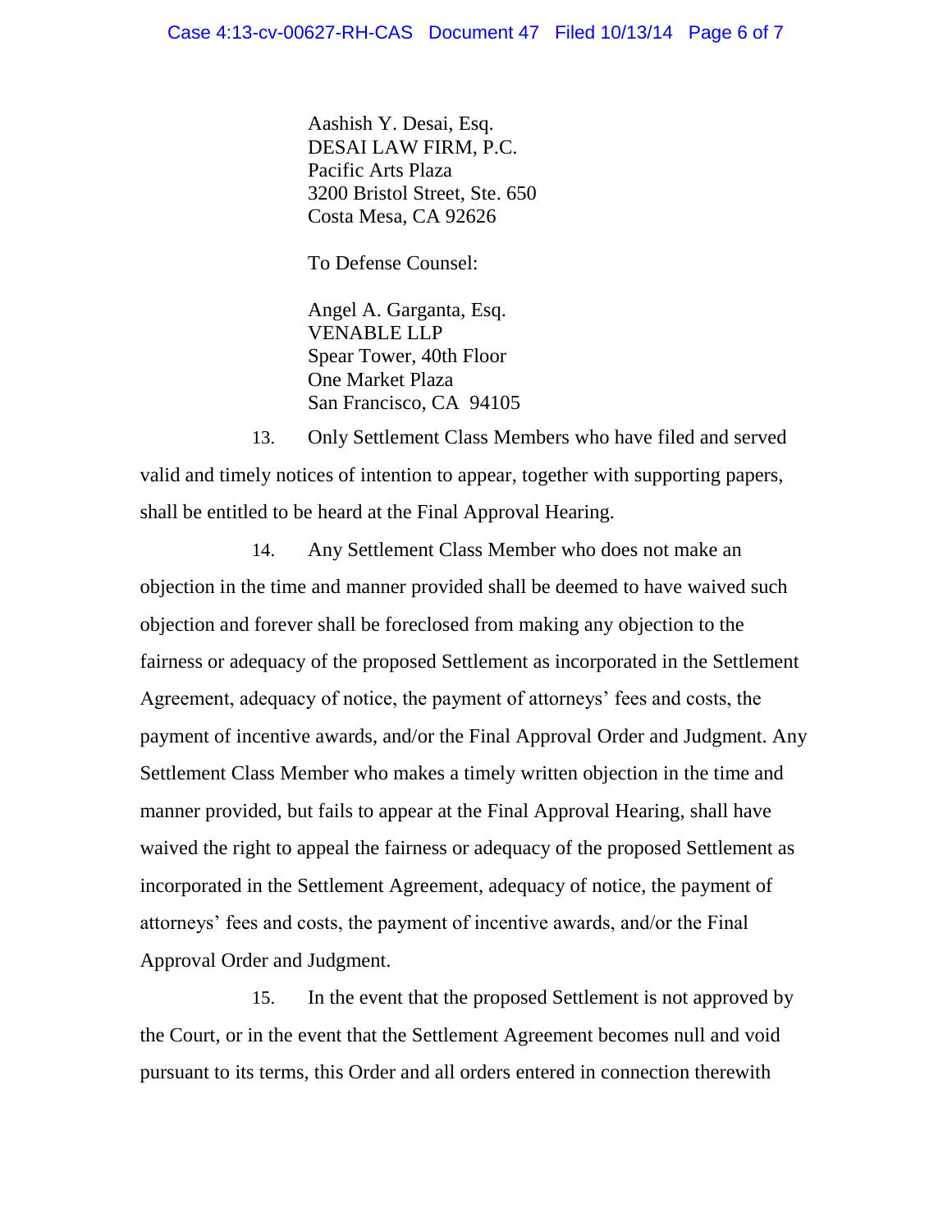Aashish Y. Desai, Esq.
DESAI LAW FIRM, P.C.
Pacific Arts Plaza
3200 Bristol Street, Ste. 650
Costa Mesa, CA 92626

To Defense Counsel:

Angel A. Garganta, Esq.
VENABLE LLP
Spear Tower, 40th Floor
One Market Plaza
San Francisco, CA 94105

13. Only Settlement Class Members who have filed and served valid and timely notices of intention to appear, together with supporting papers, shall be entitled to be heard at the Final Approval Hearing.

14. Any Settlement Class Member who does not make an objection in the time and manner provided shall be deemed to have waived such objection and forever shall be foreclosed from making any objection to the fairness or adequacy of the proposed Settlement as incorporated in the Settlement Agreement, adequacy of notice, the payment of attorneys' fees and costs, the payment of incentive awards, and/or the Final Approval Order and Judgment. Any Settlement Class Member who makes a timely written objection in the time and manner provided, but fails to appear at the Final Approval Hearing, shall have waived the right to appeal the fairness or adequacy of the proposed Settlement as incorporated in the Settlement Agreement, adequacy of notice, the payment of attorneys' fees and costs, the payment of incentive awards, and/or the Final Approval Order and Judgment.

15. In the event that the proposed Settlement is not approved by the Court, or in the event that the Settlement Agreement becomes null and void pursuant to its terms, this Order and all orders entered in connection therewith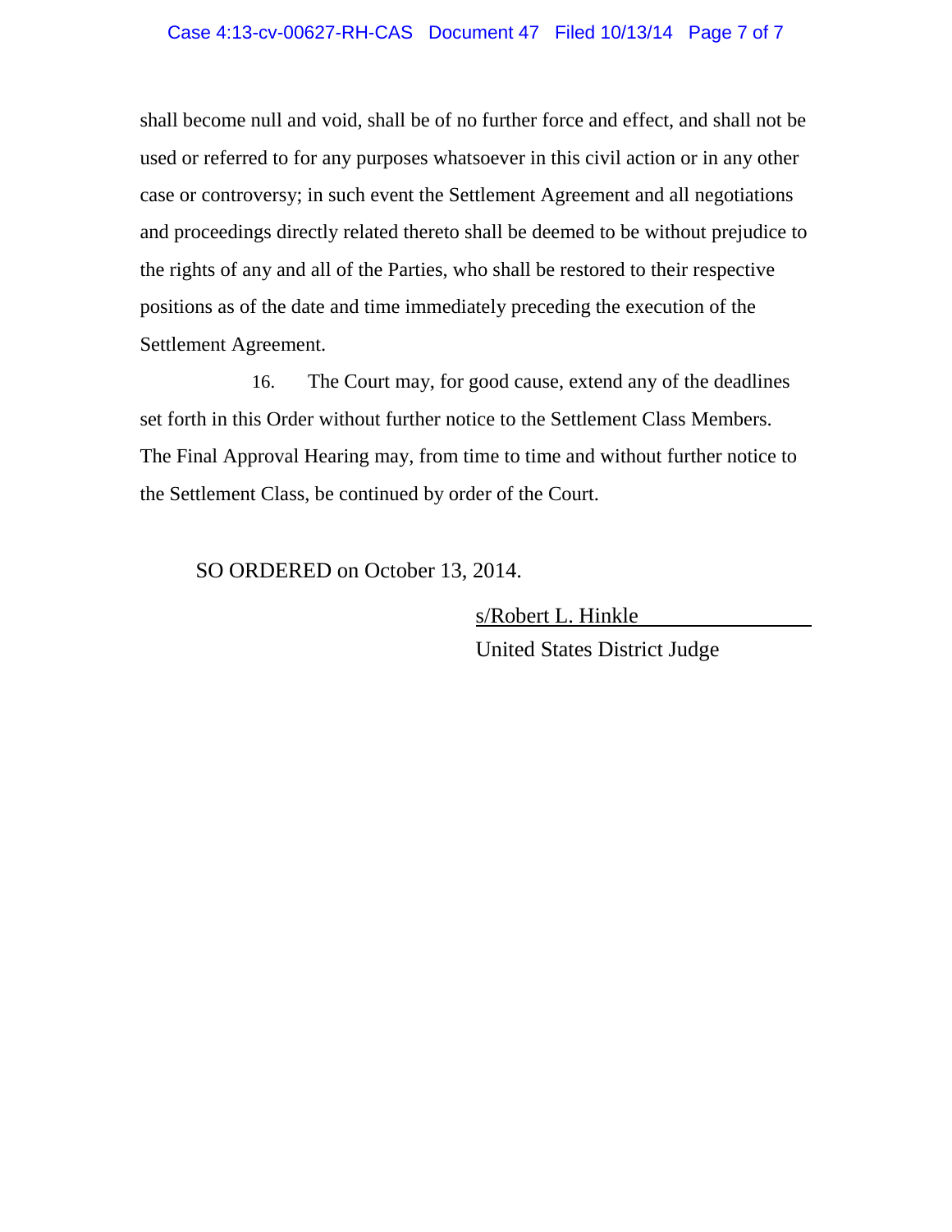shall become null and void, shall be of no further force and effect, and shall not be used or referred to for any purposes whatsoever in this civil action or in any other case or controversy; in such event the Settlement Agreement and all negotiations and proceedings directly related thereto shall be deemed to be without prejudice to the rights of any and all of the Parties, who shall be restored to their respective positions as of the date and time immediately preceding the execution of the Settlement Agreement.

16. The Court may, for good cause, extend any of the deadlines set forth in this Order without further notice to the Settlement Class Members. The Final Approval Hearing may, from time to time and without further notice to the Settlement Class, be continued by order of the Court.

SO ORDERED on October 13, 2014.

s/Robert L. Hinkle
United States District Judge